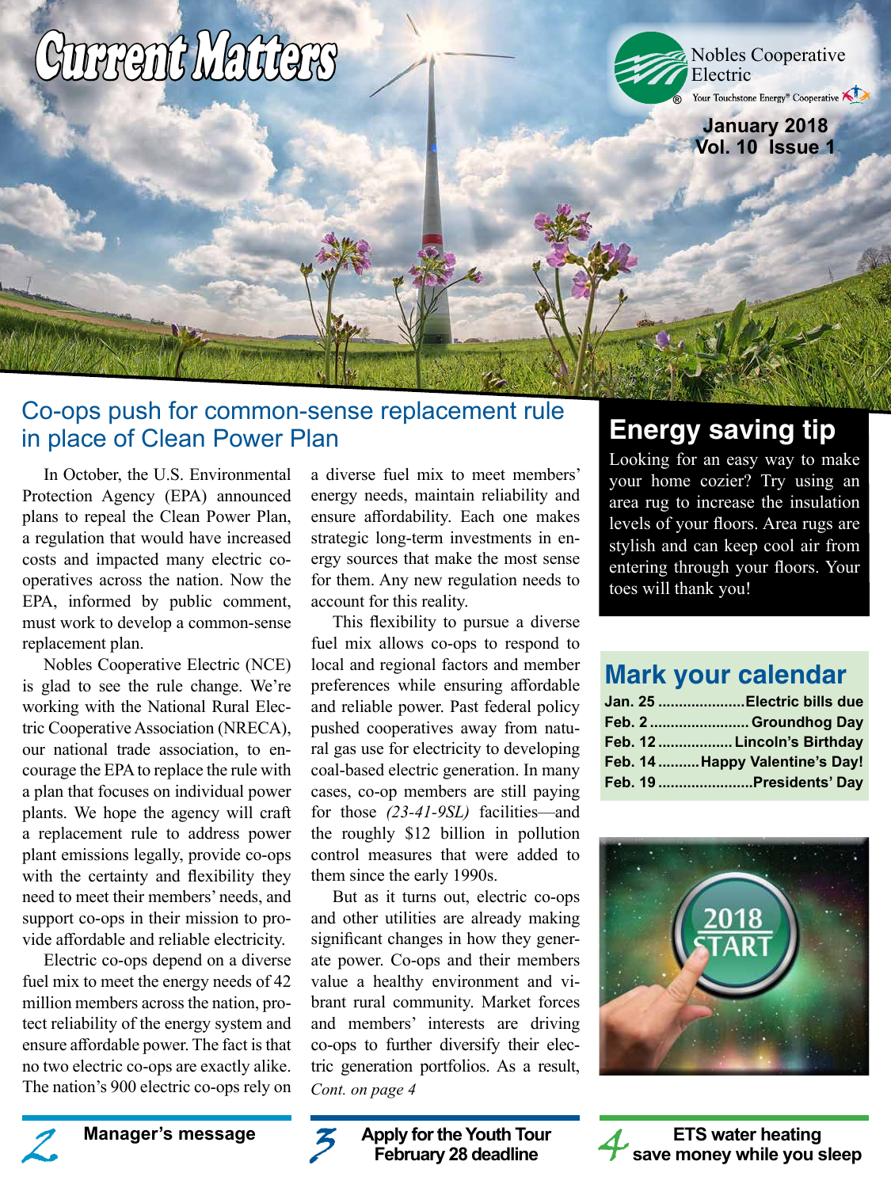# Current Matters

Nobles Cooperative Electric

Your Touchstone Energy® Cooperative

January 2018
Vol. 10 Issue 1

## Co-ops push for common-sense replacement rule in place of Clean Power Plan

In October, the U.S. Environmental Protection Agency (EPA) announced plans to repeal the Clean Power Plan, a regulation that would have increased costs and impacted many electric cooperatives across the nation. Now the EPA, informed by public comment, must work to develop a common-sense replacement plan.

Nobles Cooperative Electric (NCE) is glad to see the rule change. We're working with the National Rural Electric Cooperative Association (NRECA), our national trade association, to encourage the EPA to replace the rule with a plan that focuses on individual power plants. We hope the agency will craft a replacement rule to address power plant emissions legally, provide co-ops with the certainty and flexibility they need to meet their members' needs, and support co-ops in their mission to provide affordable and reliable electricity.

Electric co-ops depend on a diverse fuel mix to meet the energy needs of 42 million members across the nation, protect reliability of the energy system and ensure affordable power. The fact is that no two electric co-ops are exactly alike. The nation's 900 electric co-ops rely on a diverse fuel mix to meet members' energy needs, maintain reliability and ensure affordability. Each one makes strategic long-term investments in energy sources that make the most sense for them. Any new regulation needs to account for this reality.

This flexibility to pursue a diverse fuel mix allows co-ops to respond to local and regional factors and member preferences while ensuring affordable and reliable power. Past federal policy pushed cooperatives away from natural gas use for electricity to developing coal-based electric generation. In many cases, co-op members are still paying for those *(23-41-9SL)* facilities—and the roughly $12 billion in pollution control measures that were added to them since the early 1990s.

But as it turns out, electric co-ops and other utilities are already making significant changes in how they generate power. Co-ops and their members value a healthy environment and vibrant rural community. Market forces and members' interests are driving co-ops to further diversify their electric generation portfolios. As a result,

*Cont. on page 4*

## Energy saving tip

Looking for an easy way to make your home cozier? Try using an area rug to increase the insulation levels of your floors. Area rugs are stylish and can keep cool air from entering through your floors. Your toes will thank you!

## Mark your calendar

**Jan. 25** ..................... **Electric bills due**
**Feb. 2** ........................ **Groundhog Day**
**Feb. 12** .................. **Lincoln's Birthday**
**Feb. 14** .......... **Happy Valentine's Day!**
**Feb. 19** ....................... **Presidents' Day**

2018 START

**2** Manager's message

**3** Apply for the Youth Tour February 28 deadline

**4** ETS water heating save money while you sleep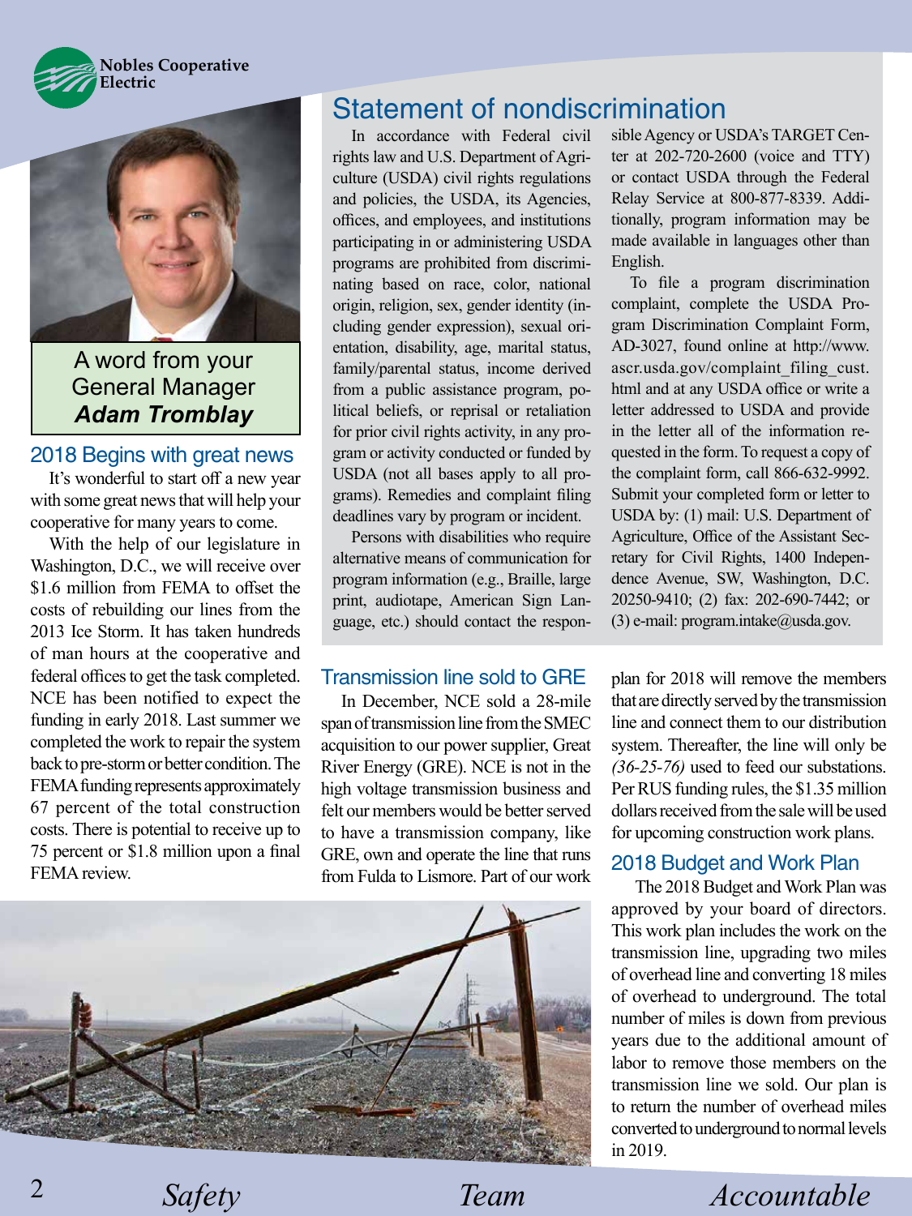Nobles Cooperative Electric

A word from your General Manager ***Adam Tromblay***

## 2018 Begins with great news

It's wonderful to start off a new year with some great news that will help your cooperative for many years to come.

With the help of our legislature in Washington, D.C., we will receive over $1.6 million from FEMA to offset the costs of rebuilding our lines from the 2013 Ice Storm. It has taken hundreds of man hours at the cooperative and federal offices to get the task completed. NCE has been notified to expect the funding in early 2018. Last summer we completed the work to repair the system back to pre-storm or better condition. The FEMA funding represents approximately 67 percent of the total construction costs. There is potential to receive up to 75 percent or $1.8 million upon a final FEMA review.

## Statement of nondiscrimination

In accordance with Federal civil rights law and U.S. Department of Agriculture (USDA) civil rights regulations and policies, the USDA, its Agencies, offices, and employees, and institutions participating in or administering USDA programs are prohibited from discriminating based on race, color, national origin, religion, sex, gender identity (including gender expression), sexual orientation, disability, age, marital status, family/parental status, income derived from a public assistance program, political beliefs, or reprisal or retaliation for prior civil rights activity, in any program or activity conducted or funded by USDA (not all bases apply to all programs). Remedies and complaint filing deadlines vary by program or incident.

Persons with disabilities who require alternative means of communication for program information (e.g., Braille, large print, audiotape, American Sign Language, etc.) should contact the responsible Agency or USDA's TARGET Center at 202-720-2600 (voice and TTY) or contact USDA through the Federal Relay Service at 800-877-8339. Additionally, program information may be made available in languages other than English.

To file a program discrimination complaint, complete the USDA Program Discrimination Complaint Form, AD-3027, found online at http://www.ascr.usda.gov/complaint_filing_cust.html and at any USDA office or write a letter addressed to USDA and provide in the letter all of the information requested in the form. To request a copy of the complaint form, call 866-632-9992. Submit your completed form or letter to USDA by: (1) mail: U.S. Department of Agriculture, Office of the Assistant Secretary for Civil Rights, 1400 Independence Avenue, SW, Washington, D.C. 20250-9410; (2) fax: 202-690-7442; or (3) e-mail: program.intake@usda.gov.

## Transmission line sold to GRE

In December, NCE sold a 28-mile span of transmission line from the SMEC acquisition to our power supplier, Great River Energy (GRE). NCE is not in the high voltage transmission business and felt our members would be better served to have a transmission company, like GRE, own and operate the line that runs from Fulda to Lismore. Part of our work plan for 2018 will remove the members that are directly served by the transmission line and connect them to our distribution system. Thereafter, the line will only be *(36-25-76)* used to feed our substations. Per RUS funding rules, the $1.35 million dollars received from the sale will be used for upcoming construction work plans.

## 2018 Budget and Work Plan

The 2018 Budget and Work Plan was approved by your board of directors. This work plan includes the work on the transmission line, upgrading two miles of overhead line and converting 18 miles of overhead to underground. The total number of miles is down from previous years due to the additional amount of labor to remove those members on the transmission line we sold. Our plan is to return the number of overhead miles converted to underground to normal levels in 2019.

*Safety* *Team* *Accountable*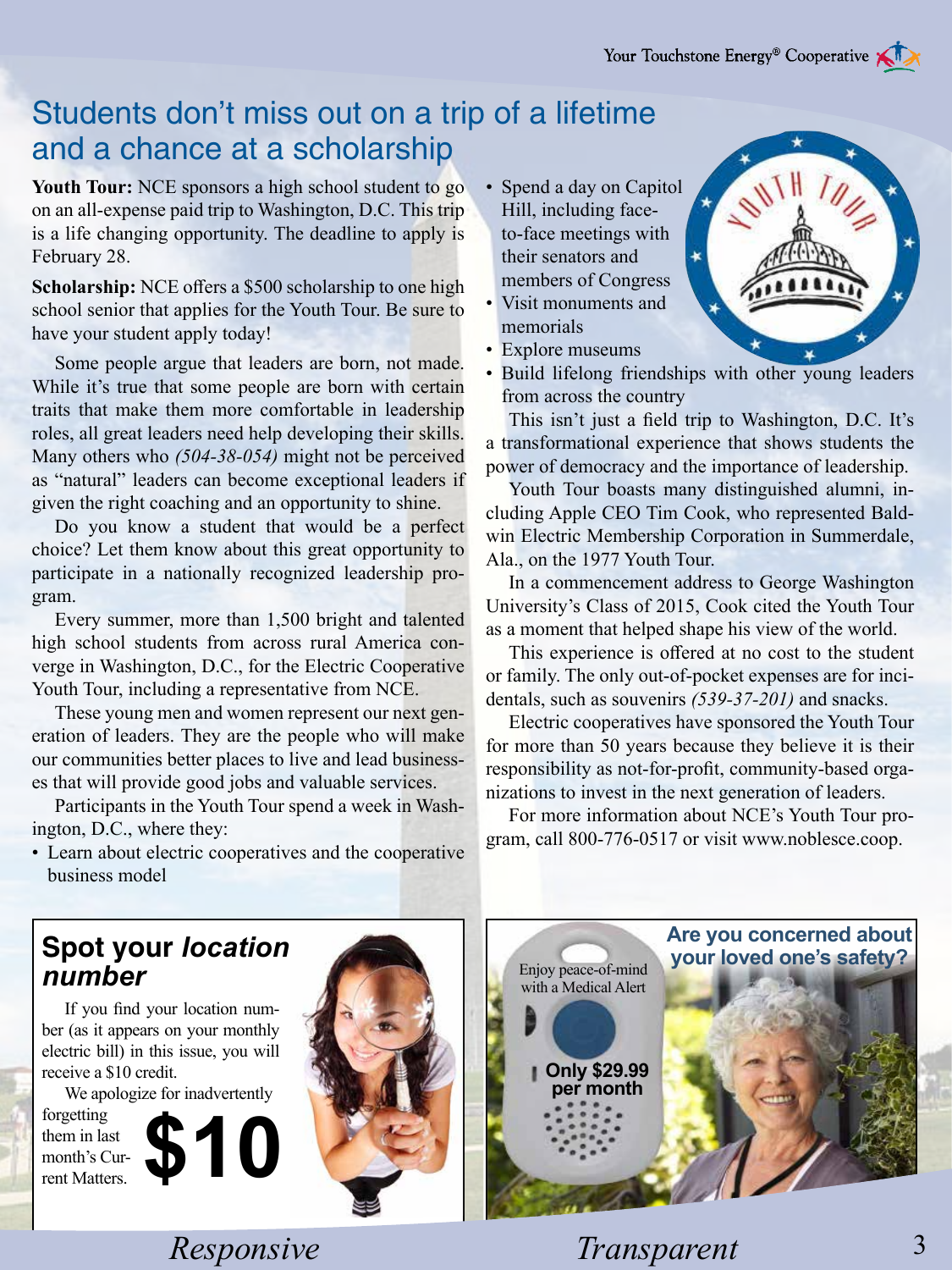# Students don't miss out on a trip of a lifetime and a chance at a scholarship

**Youth Tour:** NCE sponsors a high school student to go on an all-expense paid trip to Washington, D.C. This trip is a life changing opportunity. The deadline to apply is February 28.

**Scholarship:** NCE offers a $500 scholarship to one high school senior that applies for the Youth Tour. Be sure to have your student apply today!

Some people argue that leaders are born, not made. While it's true that some people are born with certain traits that make them more comfortable in leadership roles, all great leaders need help developing their skills. Many others who *(504-38-054)* might not be perceived as "natural" leaders can become exceptional leaders if given the right coaching and an opportunity to shine.

Do you know a student that would be a perfect choice? Let them know about this great opportunity to participate in a nationally recognized leadership program.

Every summer, more than 1,500 bright and talented high school students from across rural America converge in Washington, D.C., for the Electric Cooperative Youth Tour, including a representative from NCE.

These young men and women represent our next generation of leaders. They are the people who will make our communities better places to live and lead businesses that will provide good jobs and valuable services.

Participants in the Youth Tour spend a week in Washington, D.C., where they:

- Learn about electric cooperatives and the cooperative business model
- Spend a day on Capitol Hill, including face-to-face meetings with their senators and members of Congress
- Visit monuments and memorials
- Explore museums
- Build lifelong friendships with other young leaders from across the country

This isn't just a field trip to Washington, D.C. It's a transformational experience that shows students the power of democracy and the importance of leadership.

Youth Tour boasts many distinguished alumni, including Apple CEO Tim Cook, who represented Baldwin Electric Membership Corporation in Summerdale, Ala., on the 1977 Youth Tour.

In a commencement address to George Washington University's Class of 2015, Cook cited the Youth Tour as a moment that helped shape his view of the world.

This experience is offered at no cost to the student or family. The only out-of-pocket expenses are for incidentals, such as souvenirs *(539-37-201)* and snacks.

Electric cooperatives have sponsored the Youth Tour for more than 50 years because they believe it is their responsibility as not-for-profit, community-based organizations to invest in the next generation of leaders.

For more information about NCE's Youth Tour program, call 800-776-0517 or visit www.noblesce.coop.

## Spot your *location number*

If you find your location number (as it appears on your monthly electric bill) in this issue, you will receive a $10 credit.

We apologize for inadvertently forgetting them in last month's Current Matters.

**$10**

## Are you concerned about your loved one's safety?

Enjoy peace-of-mind with a Medical Alert

**Only $29.99 per month**

*Responsive* *Transparent*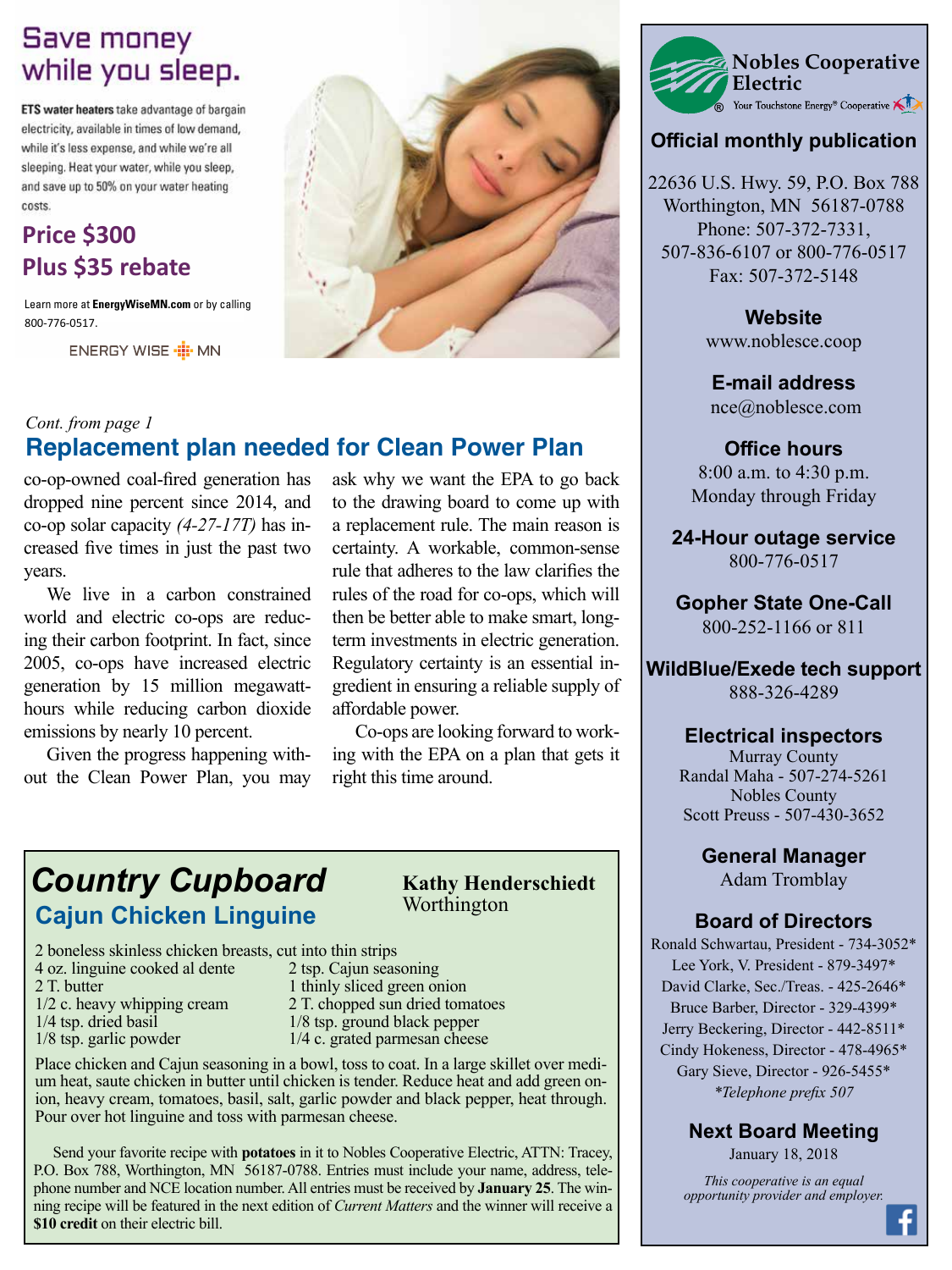## Save money while you sleep.

**ETS water heaters** take advantage of bargain electricity, available in times of low demand, while it's less expense, and while we're all sleeping. Heat your water, while you sleep, and save up to 50% on your water heating costs.

**Price $300**
**Plus $35 rebate**

Learn more at **EnergyWiseMN.com** or by calling 800-776-0517.

ENERGY WISE MN

*Cont. from page 1*

## Replacement plan needed for Clean Power Plan

co-op-owned coal-fired generation has dropped nine percent since 2014, and co-op solar capacity *(4-27-17T)* has increased five times in just the past two years.

We live in a carbon constrained world and electric co-ops are reducing their carbon footprint. In fact, since 2005, co-ops have increased electric generation by 15 million megawatt-hours while reducing carbon dioxide emissions by nearly 10 percent.

Given the progress happening without the Clean Power Plan, you may ask why we want the EPA to go back to the drawing board to come up with a replacement rule. The main reason is certainty. A workable, common-sense rule that adheres to the law clarifies the rules of the road for co-ops, which will then be better able to make smart, long-term investments in electric generation. Regulatory certainty is an essential ingredient in ensuring a reliable supply of affordable power.

Co-ops are looking forward to working with the EPA on a plan that gets it right this time around.

## *Country Cupboard*

### Cajun Chicken Linguine

**Kathy Henderschiedt**
Worthington

- 2 boneless skinless chicken breasts, cut into thin strips
- 4 oz. linguine cooked al dente
- 2 T. butter
- 1/2 c. heavy whipping cream
- 1/4 tsp. dried basil
- 1/8 tsp. garlic powder
- 2 tsp. Cajun seasoning
- 1 thinly sliced green onion
- 2 T. chopped sun dried tomatoes
- 1/8 tsp. ground black pepper
- 1/4 c. grated parmesan cheese

Place chicken and Cajun seasoning in a bowl, toss to coat. In a large skillet over medium heat, saute chicken in butter until chicken is tender. Reduce heat and add green onion, heavy cream, tomatoes, basil, salt, garlic powder and black pepper, heat through. Pour over hot linguine and toss with parmesan cheese.

Send your favorite recipe with **potatoes** in it to Nobles Cooperative Electric, ATTN: Tracey, P.O. Box 788, Worthington, MN 56187-0788. Entries must include your name, address, telephone number and NCE location number. All entries must be received by **January 25**. The winning recipe will be featured in the next edition of *Current Matters* and the winner will receive a **$10 credit** on their electric bill.

**Nobles Cooperative Electric**
Your Touchstone Energy® Cooperative

### Official monthly publication

22636 U.S. Hwy. 59, P.O. Box 788
Worthington, MN 56187-0788
Phone: 507-372-7331,
507-836-6107 or 800-776-0517
Fax: 507-372-5148

**Website**
www.noblesce.coop

**E-mail address**
nce@noblesce.com

**Office hours**
8:00 a.m. to 4:30 p.m.
Monday through Friday

**24-Hour outage service**
800-776-0517

**Gopher State One-Call**
800-252-1166 or 811

**WildBlue/Exede tech support**
888-326-4289

**Electrical inspectors**
Murray County
Randal Maha - 507-274-5261
Nobles County
Scott Preuss - 507-430-3652

**General Manager**
Adam Tromblay

**Board of Directors**
Ronald Schwartau, President - 734-3052*
Lee York, V. President - 879-3497*
David Clarke, Sec./Treas. - 425-2646*
Bruce Barber, Director - 329-4399*
Jerry Beckering, Director - 442-8511*
Cindy Hokeness, Director - 478-4965*
Gary Sieve, Director - 926-5455*
*\*Telephone prefix 507*

**Next Board Meeting**
January 18, 2018

*This cooperative is an equal opportunity provider and employer.*